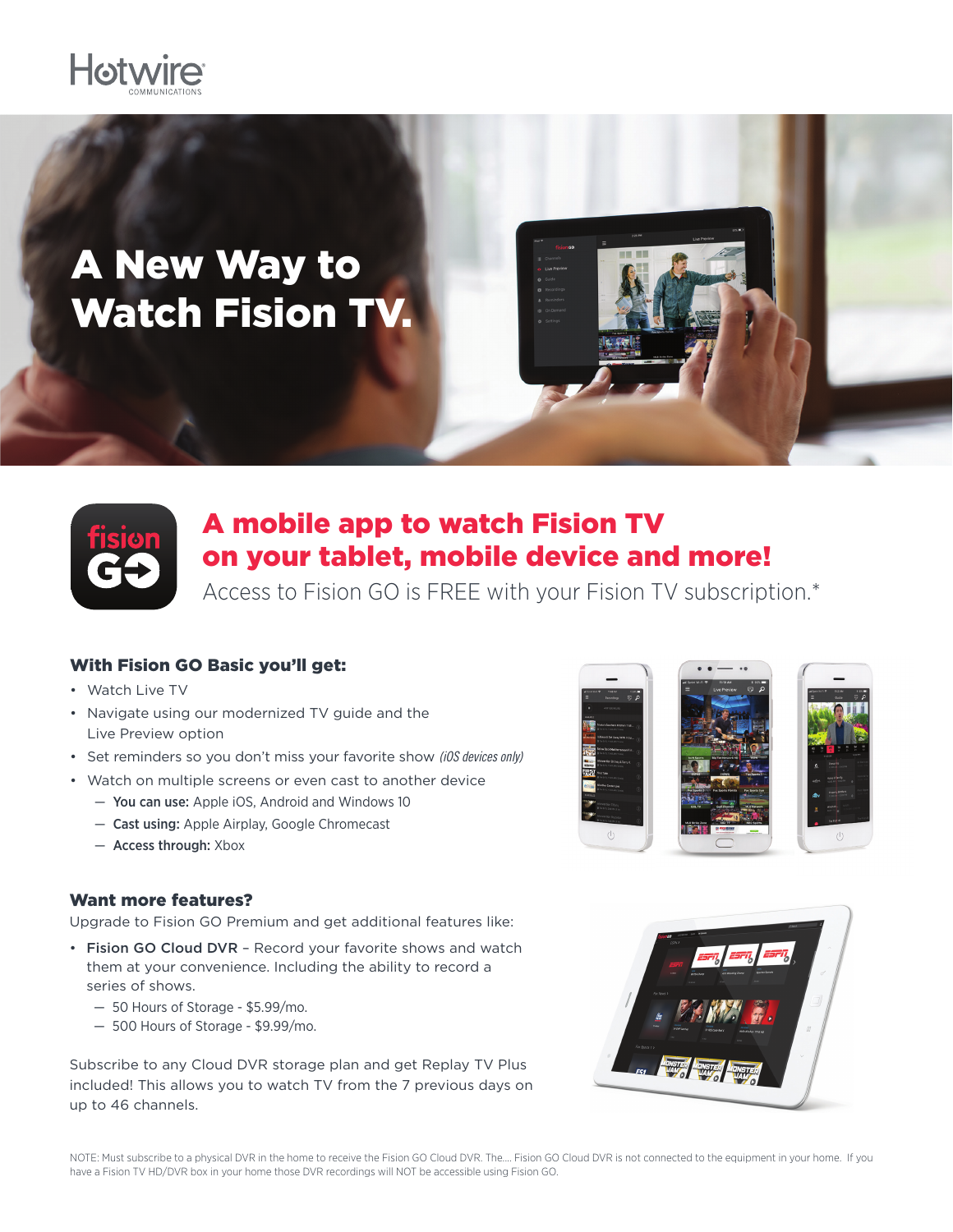Hotwire COMMUNICATIONS

# A New Way to Watch Fision TV.

## A mobile app to watch Fision TV on your tablet, mobile device and more!

Access to Fision GO is FREE with your Fision TV subscription.*

### With Fision GO Basic you'll get:

- Watch Live TV
- Navigate using our modernized TV guide and the Live Preview option
- Set reminders so you don't miss your favorite show *(iOS devices only)*
- Watch on multiple screens or even cast to another device
  - **You can use:** Apple iOS, Android and Windows 10
  - **Cast using:** Apple Airplay, Google Chromecast
  - **Access through:** Xbox

### Want more features?

Upgrade to Fision GO Premium and get additional features like:

- **Fision GO Cloud DVR** – Record your favorite shows and watch them at your convenience. Including the ability to record a series of shows.
  - 50 Hours of Storage - $5.99/mo.
  - 500 Hours of Storage - $9.99/mo.

Subscribe to any Cloud DVR storage plan and get Replay TV Plus included! This allows you to watch TV from the 7 previous days on up to 46 channels.

NOTE: Must subscribe to a physical DVR in the home to receive the Fision GO Cloud DVR. The.... Fision GO Cloud DVR is not connected to the equipment in your home. If you have a Fision TV HD/DVR box in your home those DVR recordings will NOT be accessible using Fision GO.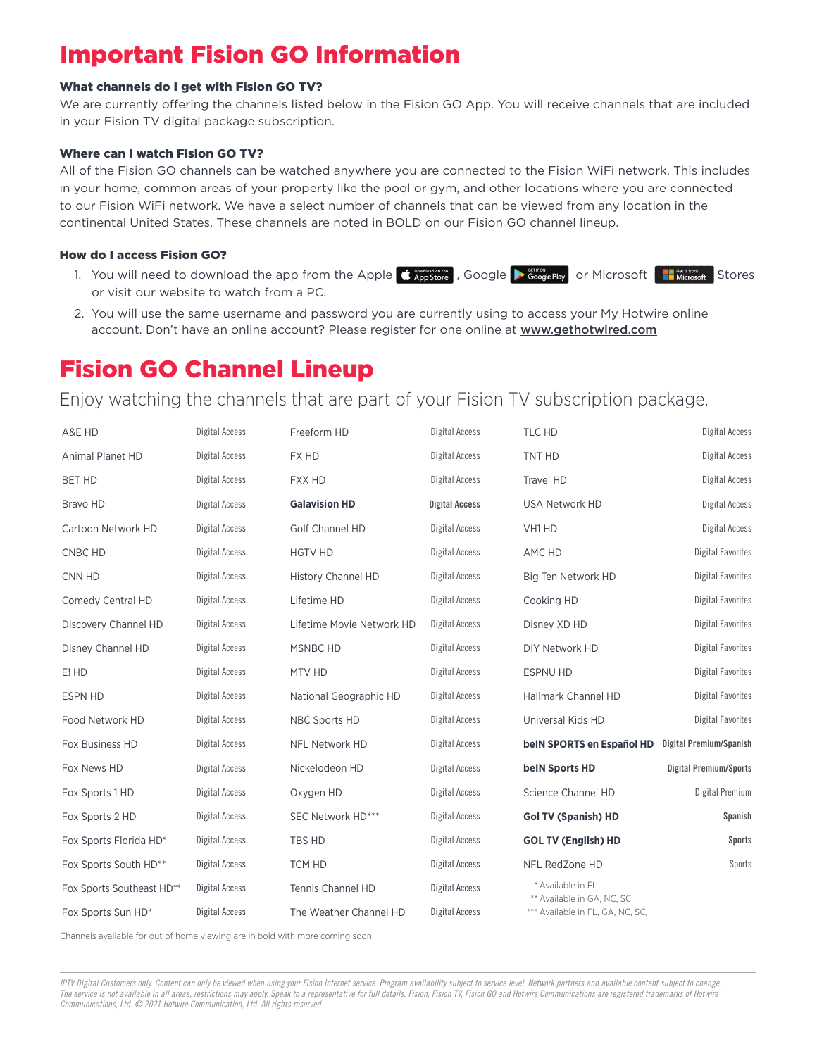# Important Fision GO Information

**What channels do I get with Fision GO TV?**

We are currently offering the channels listed below in the Fision GO App. You will receive channels that are included in your Fision TV digital package subscription.

**Where can I watch Fision GO TV?**

All of the Fision GO channels can be watched anywhere you are connected to the Fision WiFi network. This includes in your home, common areas of your property like the pool or gym, and other locations where you are connected to our Fision WiFi network. We have a select number of channels that can be viewed from any location in the continental United States. These channels are noted in BOLD on our Fision GO channel lineup.

**How do I access Fision GO?**

1. You will need to download the app from the Apple App Store, Google Google Play or Microsoft Microsoft Stores or visit our website to watch from a PC.
2. You will use the same username and password you are currently using to access your My Hotwire online account. Don't have an online account? Please register for one online at www.gethotwired.com

# Fision GO Channel Lineup

Enjoy watching the channels that are part of your Fision TV subscription package.

| | | | | | |
|---|---|---|---|---|---|
| A&E HD | Digital Access | Freeform HD | Digital Access | TLC HD | Digital Access |
| Animal Planet HD | Digital Access | FX HD | Digital Access | TNT HD | Digital Access |
| BET HD | Digital Access | FXX HD | Digital Access | Travel HD | Digital Access |
| Bravo HD | Digital Access | **Galavision HD** | **Digital Access** | USA Network HD | Digital Access |
| Cartoon Network HD | Digital Access | Golf Channel HD | Digital Access | VH1 HD | Digital Access |
| CNBC HD | Digital Access | HGTV HD | Digital Access | AMC HD | Digital Favorites |
| CNN HD | Digital Access | History Channel HD | Digital Access | Big Ten Network HD | Digital Favorites |
| Comedy Central HD | Digital Access | Lifetime HD | Digital Access | Cooking HD | Digital Favorites |
| Discovery Channel HD | Digital Access | Lifetime Movie Network HD | Digital Access | Disney XD HD | Digital Favorites |
| Disney Channel HD | Digital Access | MSNBC HD | Digital Access | DIY Network HD | Digital Favorites |
| E! HD | Digital Access | MTV HD | Digital Access | ESPNU HD | Digital Favorites |
| ESPN HD | Digital Access | National Geographic HD | Digital Access | Hallmark Channel HD | Digital Favorites |
| Food Network HD | Digital Access | NBC Sports HD | Digital Access | Universal Kids HD | Digital Favorites |
| Fox Business HD | Digital Access | NFL Network HD | Digital Access | **beIN SPORTS en Español HD** | **Digital Premium/Spanish** |
| Fox News HD | Digital Access | Nickelodeon HD | Digital Access | **beIN Sports HD** | **Digital Premium/Sports** |
| Fox Sports 1 HD | Digital Access | Oxygen HD | Digital Access | Science Channel HD | Digital Premium |
| Fox Sports 2 HD | Digital Access | SEC Network HD*** | Digital Access | **Gol TV (Spanish) HD** | **Spanish** |
| Fox Sports Florida HD* | Digital Access | TBS HD | Digital Access | **GOL TV (English) HD** | **Sports** |
| Fox Sports South HD** | Digital Access | TCM HD | Digital Access | NFL RedZone HD | Sports |
| Fox Sports Southeast HD** | Digital Access | Tennis Channel HD | Digital Access | | |
| Fox Sports Sun HD* | Digital Access | The Weather Channel HD | Digital Access | | |

\* Available in FL
\** Available in GA, NC, SC
\*** Available in FL, GA, NC, SC,

Channels available for out of home viewing are in bold with more coming soon!

*IPTV Digital Customers only. Content can only be viewed when using your Fision Internet service. Program availability subject to service level. Network partners and available content subject to change. The service is not available in all areas, restrictions may apply. Speak to a representative for full details. Fision, Fision TV, Fision GO and Hotwire Communications are registered trademarks of Hotwire Communications, Ltd. © 2021 Hotwire Communication, Ltd. All rights reserved.*